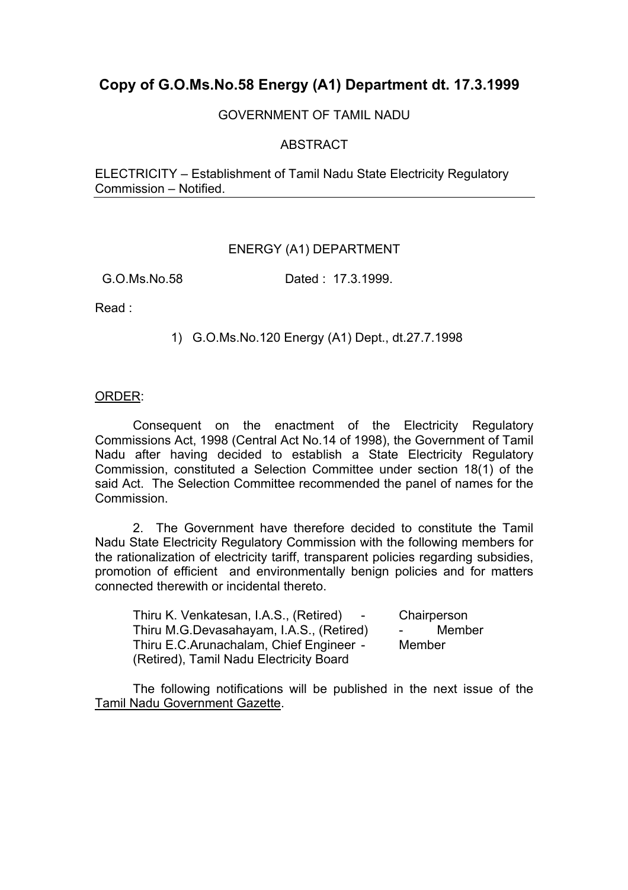# Copy of G.O.Ms.No.58 Energy (A1) Department dt. 17.3.1999

GOVERNMENT OF TAMIL NADU

ABSTRACT

ELECTRICITY – Establishment of Tamil Nadu State Electricity Regulatory Commission – Notified.

---

ENERGY (A1) DEPARTMENT

G.O.Ms.No.58 Dated : 17.3.1999.

Read :

1) G.O.Ms.No.120 Energy (A1) Dept., dt.27.7.1998

ORDER:

Consequent on the enactment of the Electricity Regulatory Commissions Act, 1998 (Central Act No.14 of 1998), the Government of Tamil Nadu after having decided to establish a State Electricity Regulatory Commission, constituted a Selection Committee under section 18(1) of the said Act. The Selection Committee recommended the panel of names for the Commission.

2. The Government have therefore decided to constitute the Tamil Nadu State Electricity Regulatory Commission with the following members for the rationalization of electricity tariff, transparent policies regarding subsidies, promotion of efficient and environmentally benign policies and for matters connected therewith or incidental thereto.

| | | |
|---|---|---|
| Thiru K. Venkatesan, I.A.S., (Retired) | - | Chairperson |
| Thiru M.G.Devasahayam, I.A.S., (Retired) | - | Member |
| Thiru E.C.Arunachalam, Chief Engineer (Retired), Tamil Nadu Electricity Board | - | Member |

The following notifications will be published in the next issue of the Tamil Nadu Government Gazette.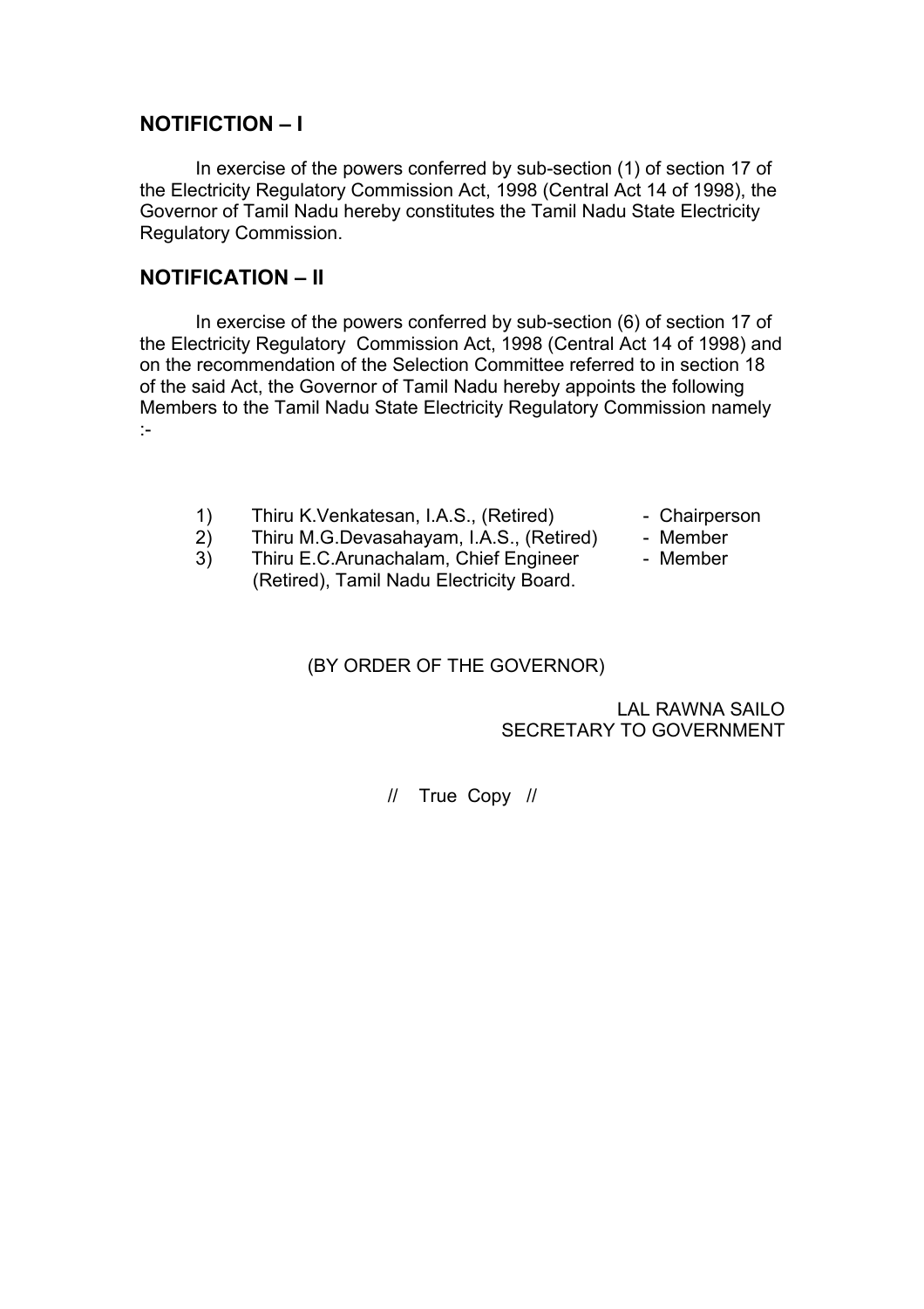## NOTIFICTION – I

In exercise of the powers conferred by sub-section (1) of section 17 of the Electricity Regulatory Commission Act, 1998 (Central Act 14 of 1998), the Governor of Tamil Nadu hereby constitutes the Tamil Nadu State Electricity Regulatory Commission.

## NOTIFICATION – II

In exercise of the powers conferred by sub-section (6) of section 17 of the Electricity Regulatory Commission Act, 1998 (Central Act 14 of 1998) and on the recommendation of the Selection Committee referred to in section 18 of the said Act, the Governor of Tamil Nadu hereby appoints the following Members to the Tamil Nadu State Electricity Regulatory Commission namely :-

1) Thiru K.Venkatesan, I.A.S., (Retired) - Chairperson
2) Thiru M.G.Devasahayam, I.A.S., (Retired) - Member
3) Thiru E.C.Arunachalam, Chief Engineer (Retired), Tamil Nadu Electricity Board. - Member

(BY ORDER OF THE GOVERNOR)

LAL RAWNA SAILO
SECRETARY TO GOVERNMENT

// True Copy //